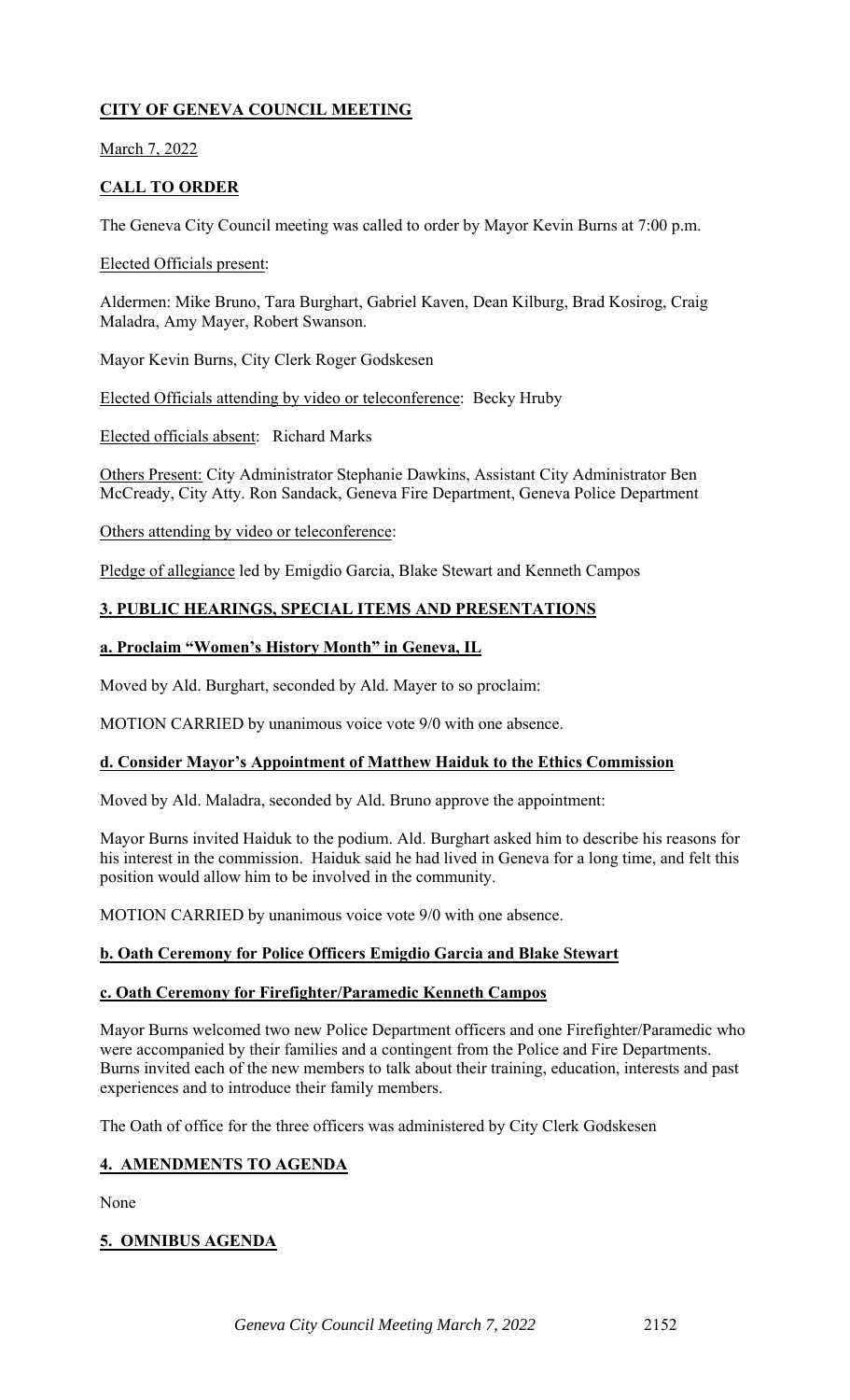## **CITY OF GENEVA COUNCIL MEETING**

March 7, 2022

## **CALL TO ORDER**

The Geneva City Council meeting was called to order by Mayor Kevin Burns at 7:00 p.m.

Elected Officials present:

Aldermen: Mike Bruno, Tara Burghart, Gabriel Kaven, Dean Kilburg, Brad Kosirog, Craig Maladra, Amy Mayer, Robert Swanson.

Mayor Kevin Burns, City Clerk Roger Godskesen

Elected Officials attending by video or teleconference: Becky Hruby

Elected officials absent: Richard Marks

Others Present: City Administrator Stephanie Dawkins, Assistant City Administrator Ben McCready, City Atty. Ron Sandack, Geneva Fire Department, Geneva Police Department

Others attending by video or teleconference:

Pledge of allegiance led by Emigdio Garcia, Blake Stewart and Kenneth Campos

## **3. PUBLIC HEARINGS, SPECIAL ITEMS AND PRESENTATIONS**

### **a. Proclaim "Women's History Month" in Geneva, IL**

Moved by Ald. Burghart, seconded by Ald. Mayer to so proclaim:

MOTION CARRIED by unanimous voice vote 9/0 with one absence.

### **d. Consider Mayor's Appointment of Matthew Haiduk to the Ethics Commission**

Moved by Ald. Maladra, seconded by Ald. Bruno approve the appointment:

Mayor Burns invited Haiduk to the podium. Ald. Burghart asked him to describe his reasons for his interest in the commission. Haiduk said he had lived in Geneva for a long time, and felt this position would allow him to be involved in the community.

MOTION CARRIED by unanimous voice vote 9/0 with one absence.

### **b. Oath Ceremony for Police Officers Emigdio Garcia and Blake Stewart**

### **c. Oath Ceremony for Firefighter/Paramedic Kenneth Campos**

Mayor Burns welcomed two new Police Department officers and one Firefighter/Paramedic who were accompanied by their families and a contingent from the Police and Fire Departments. Burns invited each of the new members to talk about their training, education, interests and past experiences and to introduce their family members.

The Oath of office for the three officers was administered by City Clerk Godskesen

## **4. AMENDMENTS TO AGENDA**

None

## **5. OMNIBUS AGENDA**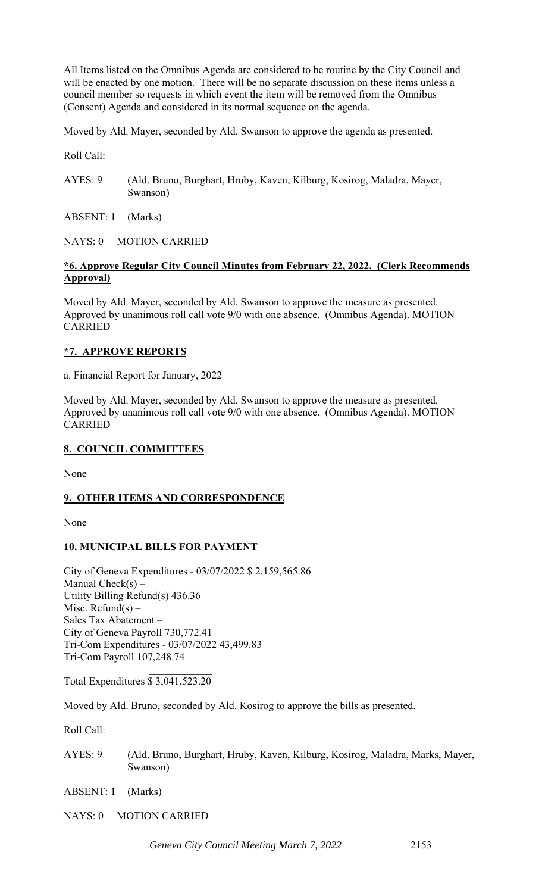All Items listed on the Omnibus Agenda are considered to be routine by the City Council and will be enacted by one motion. There will be no separate discussion on these items unless a council member so requests in which event the item will be removed from the Omnibus (Consent) Agenda and considered in its normal sequence on the agenda.

Moved by Ald. Mayer, seconded by Ald. Swanson to approve the agenda as presented.

Roll Call:

AYES: 9 (Ald. Bruno, Burghart, Hruby, Kaven, Kilburg, Kosirog, Maladra, Mayer, Swanson)

ABSENT: 1 (Marks)

NAYS: 0 MOTION CARRIED

**\*6. Approve Regular City Council Minutes from February 22, 2022. (Clerk Recommends Approval)**

Moved by Ald. Mayer, seconded by Ald. Swanson to approve the measure as presented. Approved by unanimous roll call vote 9/0 with one absence. (Omnibus Agenda). MOTION CARRIED

**\*7. APPROVE REPORTS**

a. Financial Report for January, 2022

Moved by Ald. Mayer, seconded by Ald. Swanson to approve the measure as presented. Approved by unanimous roll call vote 9/0 with one absence. (Omnibus Agenda). MOTION CARRIED

**8. COUNCIL COMMITTEES**

None

**9. OTHER ITEMS AND CORRESPONDENCE**

None

**10. MUNICIPAL BILLS FOR PAYMENT**

City of Geneva Expenditures - 03/07/2022 $ 2,159,565.86
Manual Check(s) –
Utility Billing Refund(s) 436.36
Misc. Refund(s) –
Sales Tax Abatement –
City of Geneva Payroll 730,772.41
Tri-Com Expenditures - 03/07/2022 43,499.83
Tri-Com Payroll 107,248.74

Total Expenditures $ 3,041,523.20

Moved by Ald. Bruno, seconded by Ald. Kosirog to approve the bills as presented.

Roll Call:

AYES: 9 (Ald. Bruno, Burghart, Hruby, Kaven, Kilburg, Kosirog, Maladra, Marks, Mayer, Swanson)

ABSENT: 1 (Marks)

NAYS: 0 MOTION CARRIED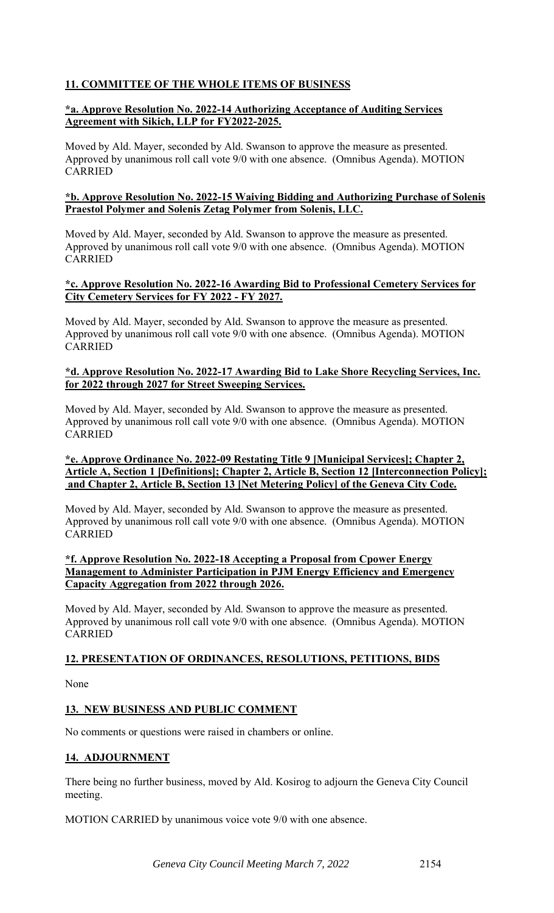## 11. COMMITTEE OF THE WHOLE ITEMS OF BUSINESS

**\*a. Approve Resolution No. 2022-14 Authorizing Acceptance of Auditing Services Agreement with Sikich, LLP for FY2022-2025.**

Moved by Ald. Mayer, seconded by Ald. Swanson to approve the measure as presented. Approved by unanimous roll call vote 9/0 with one absence. (Omnibus Agenda). MOTION CARRIED

**\*b. Approve Resolution No. 2022-15 Waiving Bidding and Authorizing Purchase of Solenis Praestol Polymer and Solenis Zetag Polymer from Solenis, LLC.**

Moved by Ald. Mayer, seconded by Ald. Swanson to approve the measure as presented. Approved by unanimous roll call vote 9/0 with one absence. (Omnibus Agenda). MOTION CARRIED

**\*c. Approve Resolution No. 2022-16 Awarding Bid to Professional Cemetery Services for City Cemetery Services for FY 2022 - FY 2027.**

Moved by Ald. Mayer, seconded by Ald. Swanson to approve the measure as presented. Approved by unanimous roll call vote 9/0 with one absence. (Omnibus Agenda). MOTION CARRIED

**\*d. Approve Resolution No. 2022-17 Awarding Bid to Lake Shore Recycling Services, Inc. for 2022 through 2027 for Street Sweeping Services.**

Moved by Ald. Mayer, seconded by Ald. Swanson to approve the measure as presented. Approved by unanimous roll call vote 9/0 with one absence. (Omnibus Agenda). MOTION CARRIED

**\*e. Approve Ordinance No. 2022-09 Restating Title 9 [Municipal Services]; Chapter 2, Article A, Section 1 [Definitions]; Chapter 2, Article B, Section 12 [Interconnection Policy]; and Chapter 2, Article B, Section 13 [Net Metering Policy] of the Geneva City Code.**

Moved by Ald. Mayer, seconded by Ald. Swanson to approve the measure as presented. Approved by unanimous roll call vote 9/0 with one absence. (Omnibus Agenda). MOTION CARRIED

**\*f. Approve Resolution No. 2022-18 Accepting a Proposal from Cpower Energy Management to Administer Participation in PJM Energy Efficiency and Emergency Capacity Aggregation from 2022 through 2026.**

Moved by Ald. Mayer, seconded by Ald. Swanson to approve the measure as presented. Approved by unanimous roll call vote 9/0 with one absence. (Omnibus Agenda). MOTION CARRIED

## 12. PRESENTATION OF ORDINANCES, RESOLUTIONS, PETITIONS, BIDS

None

## 13. NEW BUSINESS AND PUBLIC COMMENT

No comments or questions were raised in chambers or online.

## 14. ADJOURNMENT

There being no further business, moved by Ald. Kosirog to adjourn the Geneva City Council meeting.

MOTION CARRIED by unanimous voice vote 9/0 with one absence.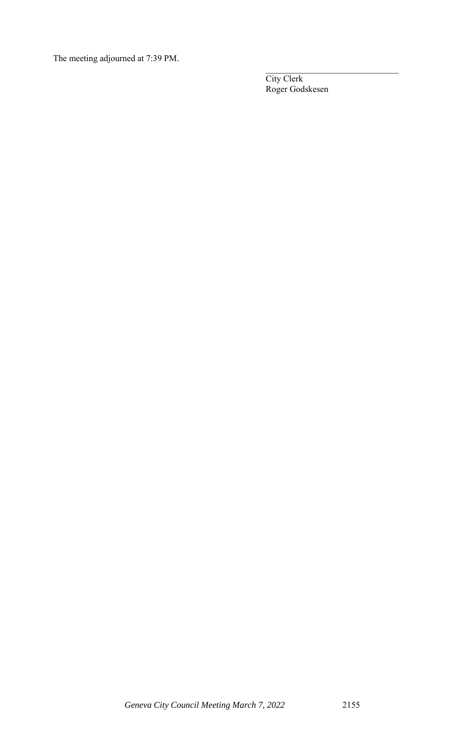The meeting adjourned at 7:39 PM.

\_\_\_\_\_\_\_\_\_\_\_\_\_\_\_\_\_\_\_\_\_\_\_\_\_\_\_\_\_\_
City Clerk
Roger Godskesen